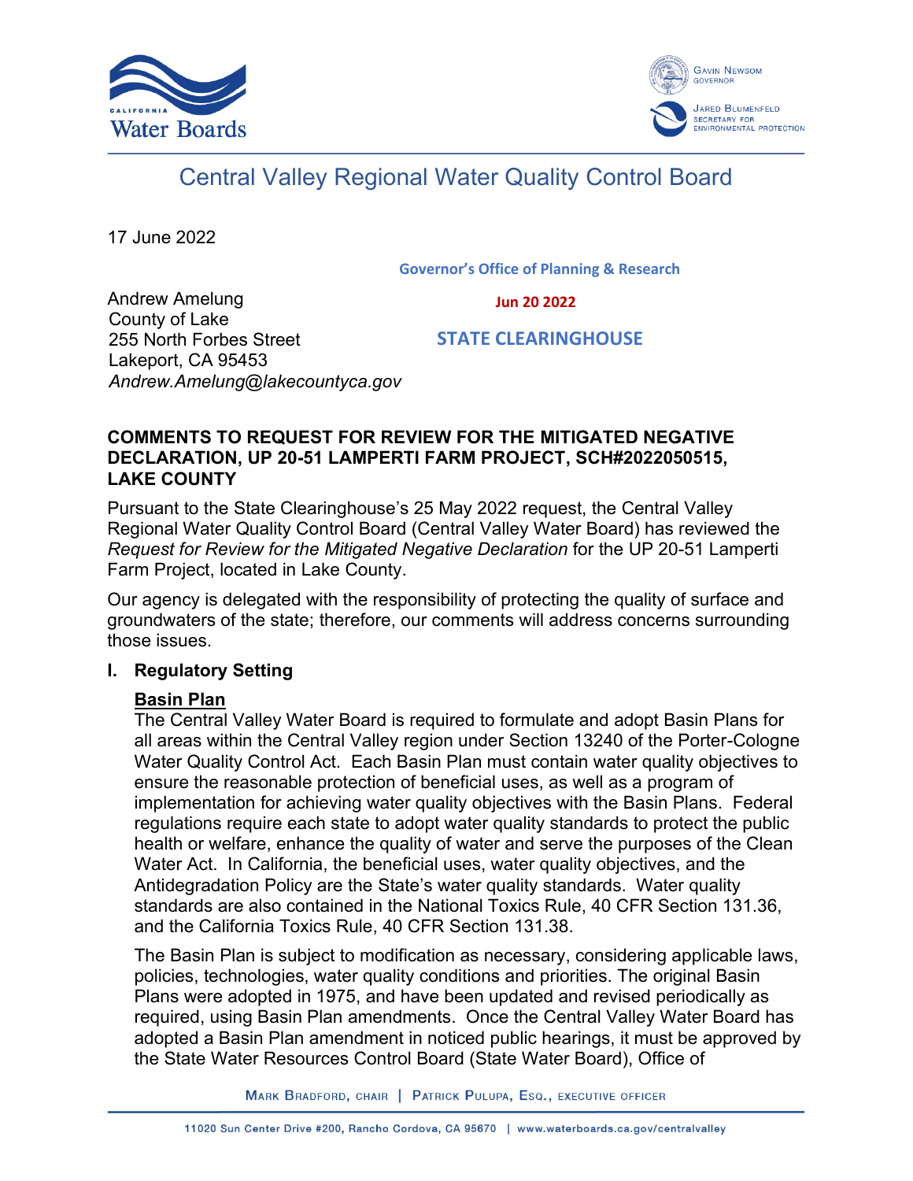Central Valley Regional Water Quality Control Board

17 June 2022

Governor's Office of Planning & Research

Jun 20 2022

STATE CLEARINGHOUSE

Andrew Amelung
County of Lake
255 North Forbes Street
Lakeport, CA 95453
*Andrew.Amelung@lakecountyca.gov*

**COMMENTS TO REQUEST FOR REVIEW FOR THE MITIGATED NEGATIVE DECLARATION, UP 20-51 LAMPERTI FARM PROJECT, SCH#2022050515, LAKE COUNTY**

Pursuant to the State Clearinghouse's 25 May 2022 request, the Central Valley Regional Water Quality Control Board (Central Valley Water Board) has reviewed the *Request for Review for the Mitigated Negative Declaration* for the UP 20-51 Lamperti Farm Project, located in Lake County.

Our agency is delegated with the responsibility of protecting the quality of surface and groundwaters of the state; therefore, our comments will address concerns surrounding those issues.

## I. Regulatory Setting

### Basin Plan

The Central Valley Water Board is required to formulate and adopt Basin Plans for all areas within the Central Valley region under Section 13240 of the Porter-Cologne Water Quality Control Act. Each Basin Plan must contain water quality objectives to ensure the reasonable protection of beneficial uses, as well as a program of implementation for achieving water quality objectives with the Basin Plans. Federal regulations require each state to adopt water quality standards to protect the public health or welfare, enhance the quality of water and serve the purposes of the Clean Water Act. In California, the beneficial uses, water quality objectives, and the Antidegradation Policy are the State's water quality standards. Water quality standards are also contained in the National Toxics Rule, 40 CFR Section 131.36, and the California Toxics Rule, 40 CFR Section 131.38.

The Basin Plan is subject to modification as necessary, considering applicable laws, policies, technologies, water quality conditions and priorities. The original Basin Plans were adopted in 1975, and have been updated and revised periodically as required, using Basin Plan amendments. Once the Central Valley Water Board has adopted a Basin Plan amendment in noticed public hearings, it must be approved by the State Water Resources Control Board (State Water Board), Office of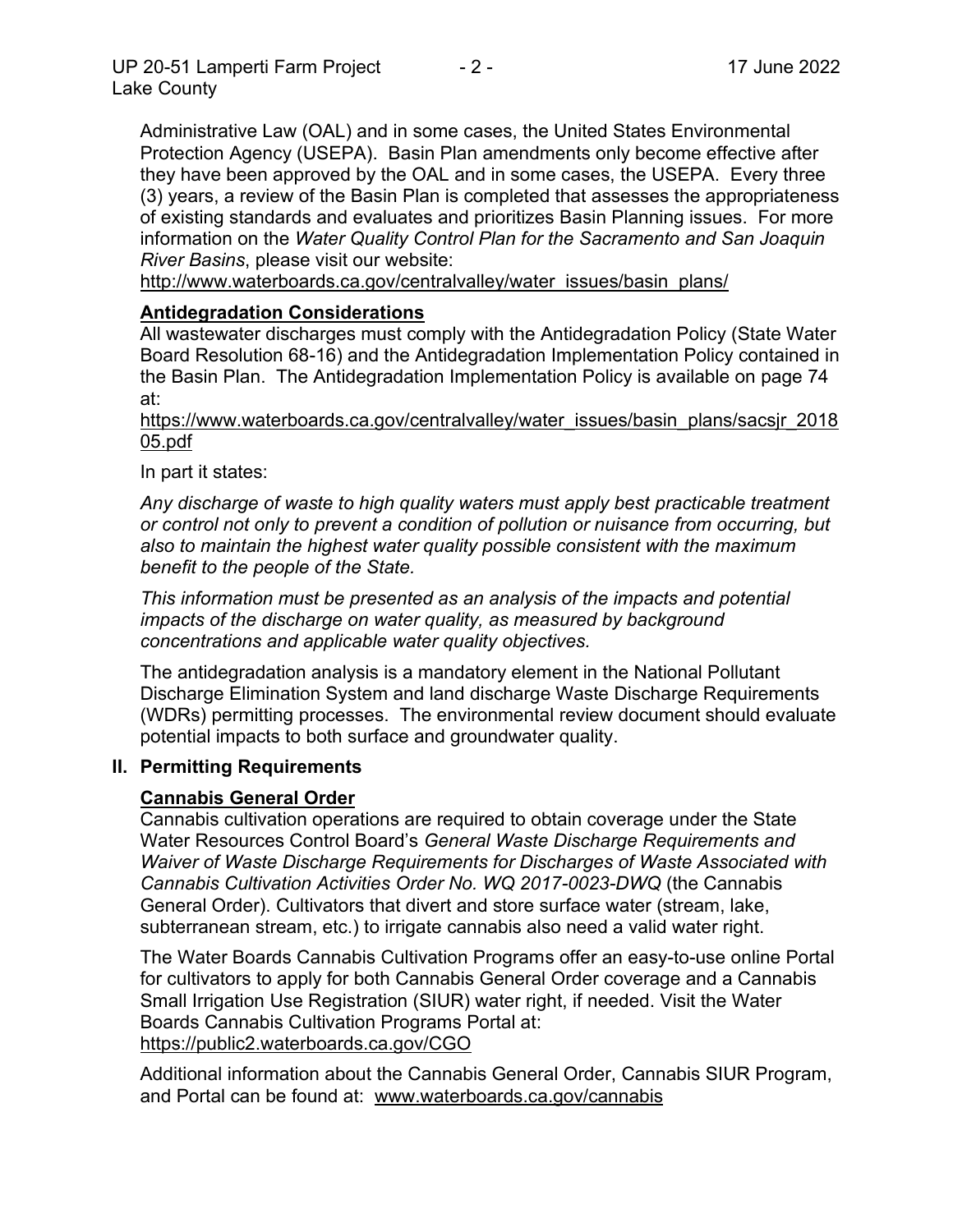Administrative Law (OAL) and in some cases, the United States Environmental Protection Agency (USEPA). Basin Plan amendments only become effective after they have been approved by the OAL and in some cases, the USEPA. Every three (3) years, a review of the Basin Plan is completed that assesses the appropriateness of existing standards and evaluates and prioritizes Basin Planning issues. For more information on the *Water Quality Control Plan for the Sacramento and San Joaquin River Basins*, please visit our website:
http://www.waterboards.ca.gov/centralvalley/water_issues/basin_plans/

**Antidegradation Considerations**

All wastewater discharges must comply with the Antidegradation Policy (State Water Board Resolution 68-16) and the Antidegradation Implementation Policy contained in the Basin Plan. The Antidegradation Implementation Policy is available on page 74 at:
https://www.waterboards.ca.gov/centralvalley/water_issues/basin_plans/sacsjr_201805.pdf

In part it states:

*Any discharge of waste to high quality waters must apply best practicable treatment or control not only to prevent a condition of pollution or nuisance from occurring, but also to maintain the highest water quality possible consistent with the maximum benefit to the people of the State.*

*This information must be presented as an analysis of the impacts and potential impacts of the discharge on water quality, as measured by background concentrations and applicable water quality objectives.*

The antidegradation analysis is a mandatory element in the National Pollutant Discharge Elimination System and land discharge Waste Discharge Requirements (WDRs) permitting processes. The environmental review document should evaluate potential impacts to both surface and groundwater quality.

## II. Permitting Requirements

**Cannabis General Order**

Cannabis cultivation operations are required to obtain coverage under the State Water Resources Control Board's *General Waste Discharge Requirements and Waiver of Waste Discharge Requirements for Discharges of Waste Associated with Cannabis Cultivation Activities Order No. WQ 2017-0023-DWQ* (the Cannabis General Order). Cultivators that divert and store surface water (stream, lake, subterranean stream, etc.) to irrigate cannabis also need a valid water right.

The Water Boards Cannabis Cultivation Programs offer an easy-to-use online Portal for cultivators to apply for both Cannabis General Order coverage and a Cannabis Small Irrigation Use Registration (SIUR) water right, if needed. Visit the Water Boards Cannabis Cultivation Programs Portal at:
https://public2.waterboards.ca.gov/CGO

Additional information about the Cannabis General Order, Cannabis SIUR Program, and Portal can be found at: www.waterboards.ca.gov/cannabis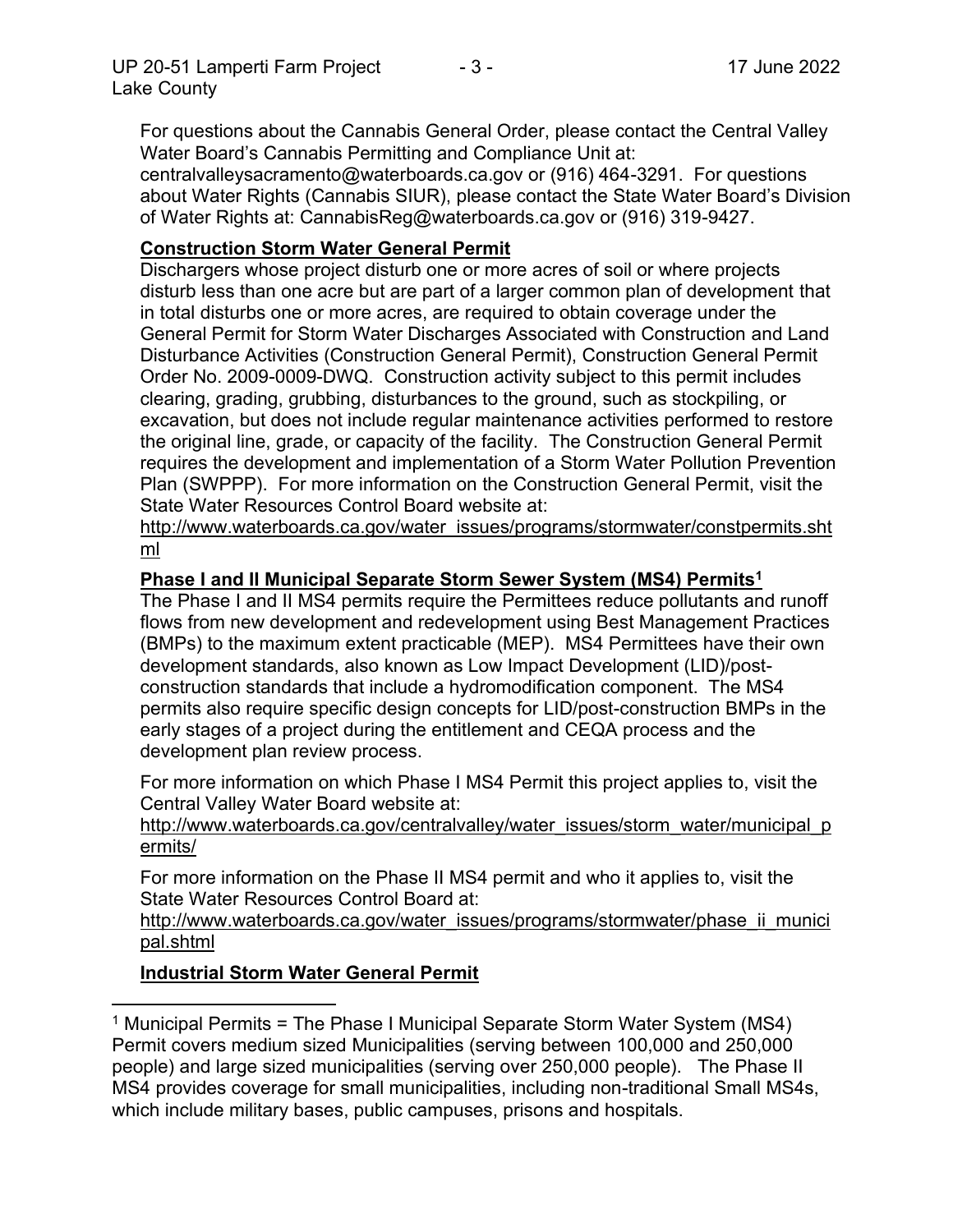For questions about the Cannabis General Order, please contact the Central Valley Water Board's Cannabis Permitting and Compliance Unit at: centralvalleysacramento@waterboards.ca.gov or (916) 464-3291. For questions about Water Rights (Cannabis SIUR), please contact the State Water Board's Division of Water Rights at: CannabisReg@waterboards.ca.gov or (916) 319-9427.

**Construction Storm Water General Permit**

Dischargers whose project disturb one or more acres of soil or where projects disturb less than one acre but are part of a larger common plan of development that in total disturbs one or more acres, are required to obtain coverage under the General Permit for Storm Water Discharges Associated with Construction and Land Disturbance Activities (Construction General Permit), Construction General Permit Order No. 2009-0009-DWQ. Construction activity subject to this permit includes clearing, grading, grubbing, disturbances to the ground, such as stockpiling, or excavation, but does not include regular maintenance activities performed to restore the original line, grade, or capacity of the facility. The Construction General Permit requires the development and implementation of a Storm Water Pollution Prevention Plan (SWPPP). For more information on the Construction General Permit, visit the State Water Resources Control Board website at: http://www.waterboards.ca.gov/water_issues/programs/stormwater/constpermits.shtml

**Phase I and II Municipal Separate Storm Sewer System (MS4) Permits[1]**

The Phase I and II MS4 permits require the Permittees reduce pollutants and runoff flows from new development and redevelopment using Best Management Practices (BMPs) to the maximum extent practicable (MEP). MS4 Permittees have their own development standards, also known as Low Impact Development (LID)/post-construction standards that include a hydromodification component. The MS4 permits also require specific design concepts for LID/post-construction BMPs in the early stages of a project during the entitlement and CEQA process and the development plan review process.

For more information on which Phase I MS4 Permit this project applies to, visit the Central Valley Water Board website at: http://www.waterboards.ca.gov/centralvalley/water_issues/storm_water/municipal_permits/

For more information on the Phase II MS4 permit and who it applies to, visit the State Water Resources Control Board at: http://www.waterboards.ca.gov/water_issues/programs/stormwater/phase_ii_municipal.shtml

**Industrial Storm Water General Permit**

---

[1] Municipal Permits = The Phase I Municipal Separate Storm Water System (MS4) Permit covers medium sized Municipalities (serving between 100,000 and 250,000 people) and large sized municipalities (serving over 250,000 people). The Phase II MS4 provides coverage for small municipalities, including non-traditional Small MS4s, which include military bases, public campuses, prisons and hospitals.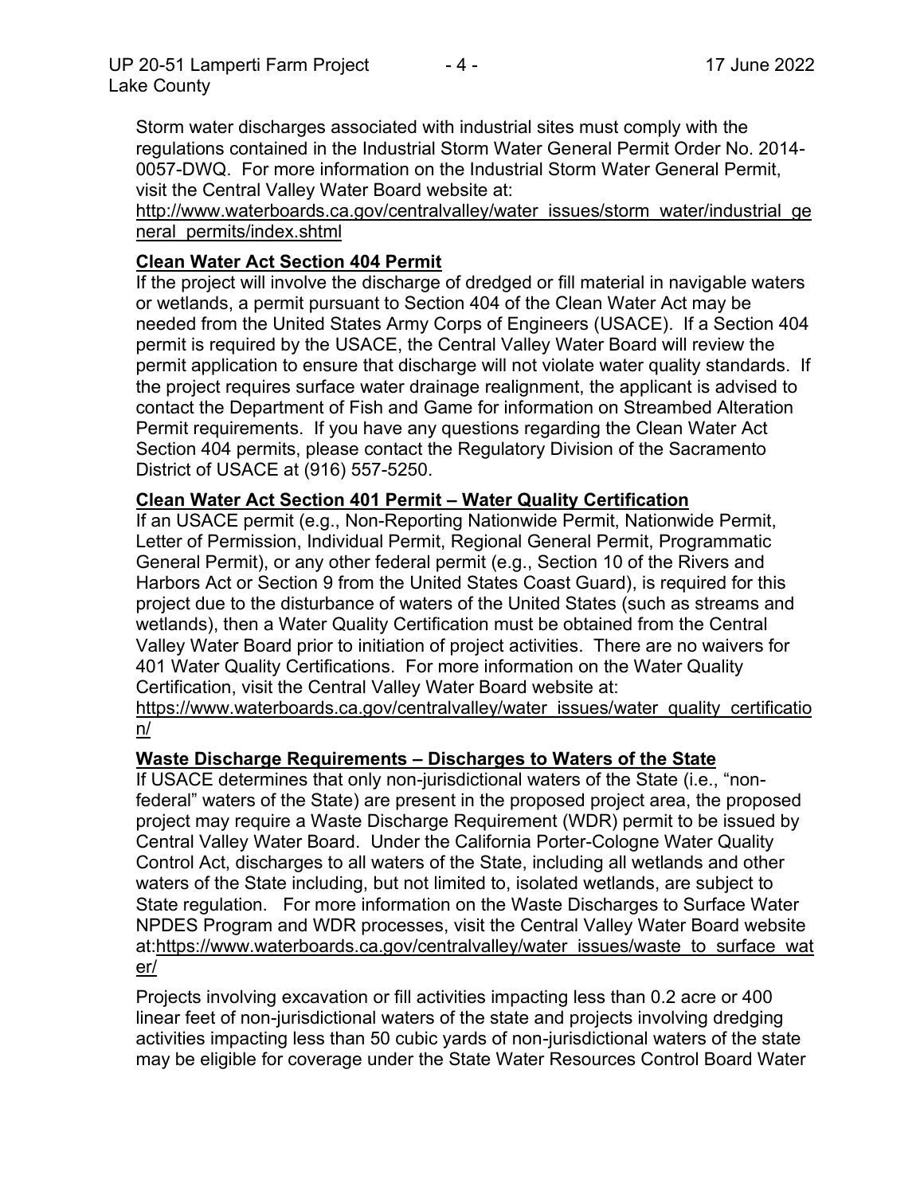Storm water discharges associated with industrial sites must comply with the regulations contained in the Industrial Storm Water General Permit Order No. 2014-0057-DWQ. For more information on the Industrial Storm Water General Permit, visit the Central Valley Water Board website at:
http://www.waterboards.ca.gov/centralvalley/water_issues/storm_water/industrial_general_permits/index.shtml

**Clean Water Act Section 404 Permit**

If the project will involve the discharge of dredged or fill material in navigable waters or wetlands, a permit pursuant to Section 404 of the Clean Water Act may be needed from the United States Army Corps of Engineers (USACE). If a Section 404 permit is required by the USACE, the Central Valley Water Board will review the permit application to ensure that discharge will not violate water quality standards. If the project requires surface water drainage realignment, the applicant is advised to contact the Department of Fish and Game for information on Streambed Alteration Permit requirements. If you have any questions regarding the Clean Water Act Section 404 permits, please contact the Regulatory Division of the Sacramento District of USACE at (916) 557-5250.

**Clean Water Act Section 401 Permit – Water Quality Certification**

If an USACE permit (e.g., Non-Reporting Nationwide Permit, Nationwide Permit, Letter of Permission, Individual Permit, Regional General Permit, Programmatic General Permit), or any other federal permit (e.g., Section 10 of the Rivers and Harbors Act or Section 9 from the United States Coast Guard), is required for this project due to the disturbance of waters of the United States (such as streams and wetlands), then a Water Quality Certification must be obtained from the Central Valley Water Board prior to initiation of project activities. There are no waivers for 401 Water Quality Certifications. For more information on the Water Quality Certification, visit the Central Valley Water Board website at:
https://www.waterboards.ca.gov/centralvalley/water_issues/water_quality_certification/

**Waste Discharge Requirements – Discharges to Waters of the State**

If USACE determines that only non-jurisdictional waters of the State (i.e., "non-federal" waters of the State) are present in the proposed project area, the proposed project may require a Waste Discharge Requirement (WDR) permit to be issued by Central Valley Water Board. Under the California Porter-Cologne Water Quality Control Act, discharges to all waters of the State, including all wetlands and other waters of the State including, but not limited to, isolated wetlands, are subject to State regulation. For more information on the Waste Discharges to Surface Water NPDES Program and WDR processes, visit the Central Valley Water Board website at:https://www.waterboards.ca.gov/centralvalley/water_issues/waste_to_surface_water/

Projects involving excavation or fill activities impacting less than 0.2 acre or 400 linear feet of non-jurisdictional waters of the state and projects involving dredging activities impacting less than 50 cubic yards of non-jurisdictional waters of the state may be eligible for coverage under the State Water Resources Control Board Water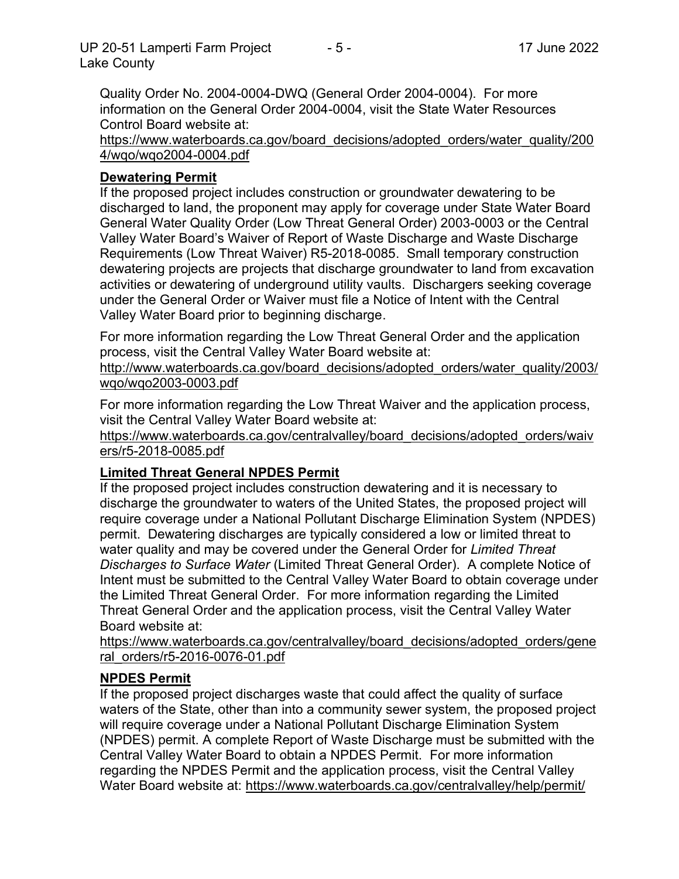Quality Order No. 2004-0004-DWQ (General Order 2004-0004). For more information on the General Order 2004-0004, visit the State Water Resources Control Board website at:
https://www.waterboards.ca.gov/board_decisions/adopted_orders/water_quality/2004/wqo/wqo2004-0004.pdf

## Dewatering Permit

If the proposed project includes construction or groundwater dewatering to be discharged to land, the proponent may apply for coverage under State Water Board General Water Quality Order (Low Threat General Order) 2003-0003 or the Central Valley Water Board's Waiver of Report of Waste Discharge and Waste Discharge Requirements (Low Threat Waiver) R5-2018-0085. Small temporary construction dewatering projects are projects that discharge groundwater to land from excavation activities or dewatering of underground utility vaults. Dischargers seeking coverage under the General Order or Waiver must file a Notice of Intent with the Central Valley Water Board prior to beginning discharge.

For more information regarding the Low Threat General Order and the application process, visit the Central Valley Water Board website at:
http://www.waterboards.ca.gov/board_decisions/adopted_orders/water_quality/2003/wqo/wqo2003-0003.pdf

For more information regarding the Low Threat Waiver and the application process, visit the Central Valley Water Board website at:
https://www.waterboards.ca.gov/centralvalley/board_decisions/adopted_orders/waivers/r5-2018-0085.pdf

## Limited Threat General NPDES Permit

If the proposed project includes construction dewatering and it is necessary to discharge the groundwater to waters of the United States, the proposed project will require coverage under a National Pollutant Discharge Elimination System (NPDES) permit. Dewatering discharges are typically considered a low or limited threat to water quality and may be covered under the General Order for *Limited Threat Discharges to Surface Water* (Limited Threat General Order). A complete Notice of Intent must be submitted to the Central Valley Water Board to obtain coverage under the Limited Threat General Order. For more information regarding the Limited Threat General Order and the application process, visit the Central Valley Water Board website at:
https://www.waterboards.ca.gov/centralvalley/board_decisions/adopted_orders/general_orders/r5-2016-0076-01.pdf

## NPDES Permit

If the proposed project discharges waste that could affect the quality of surface waters of the State, other than into a community sewer system, the proposed project will require coverage under a National Pollutant Discharge Elimination System (NPDES) permit. A complete Report of Waste Discharge must be submitted with the Central Valley Water Board to obtain a NPDES Permit. For more information regarding the NPDES Permit and the application process, visit the Central Valley Water Board website at: https://www.waterboards.ca.gov/centralvalley/help/permit/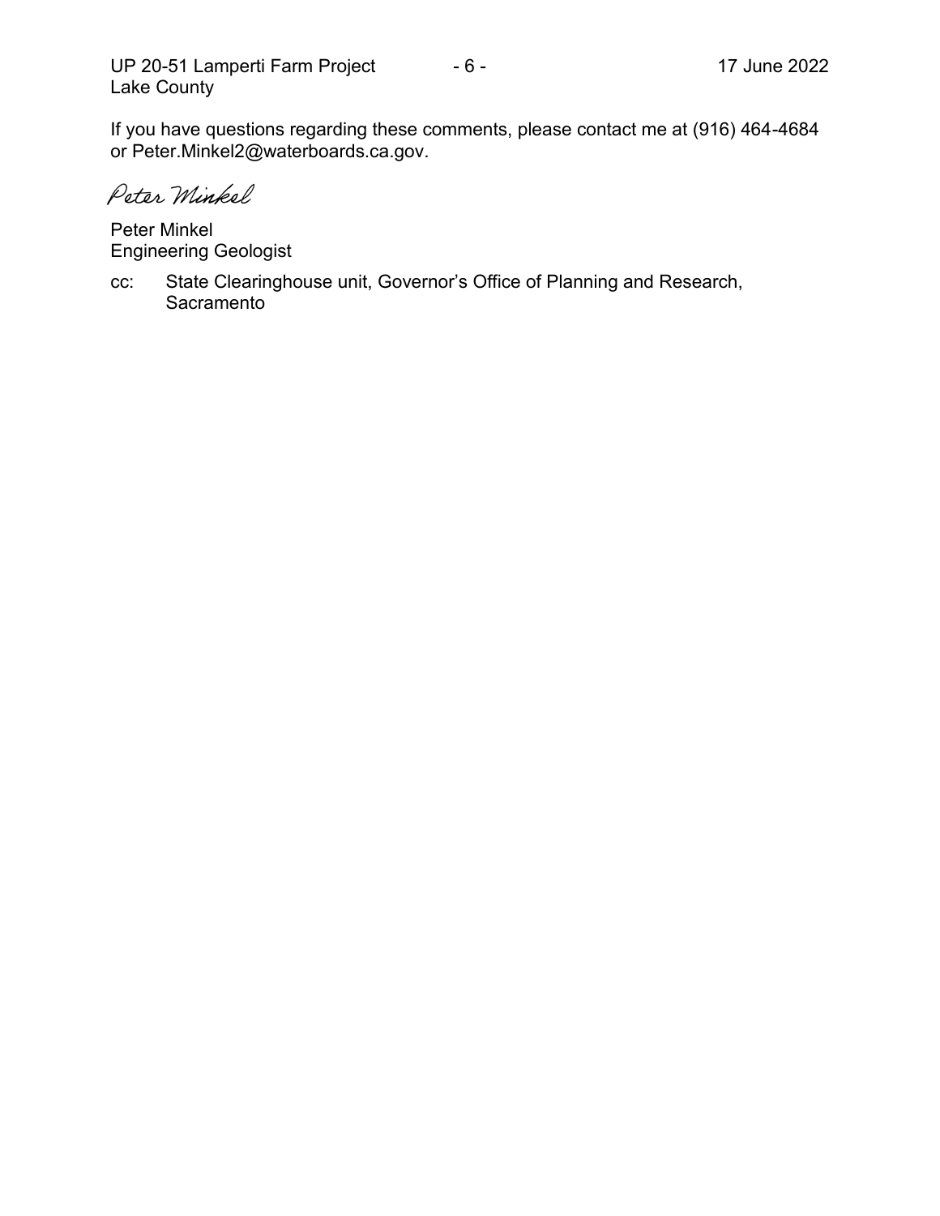If you have questions regarding these comments, please contact me at (916) 464-4684 or Peter.Minkel2@waterboards.ca.gov.

Peter Minkel

Peter Minkel
Engineering Geologist

cc: State Clearinghouse unit, Governor's Office of Planning and Research, Sacramento